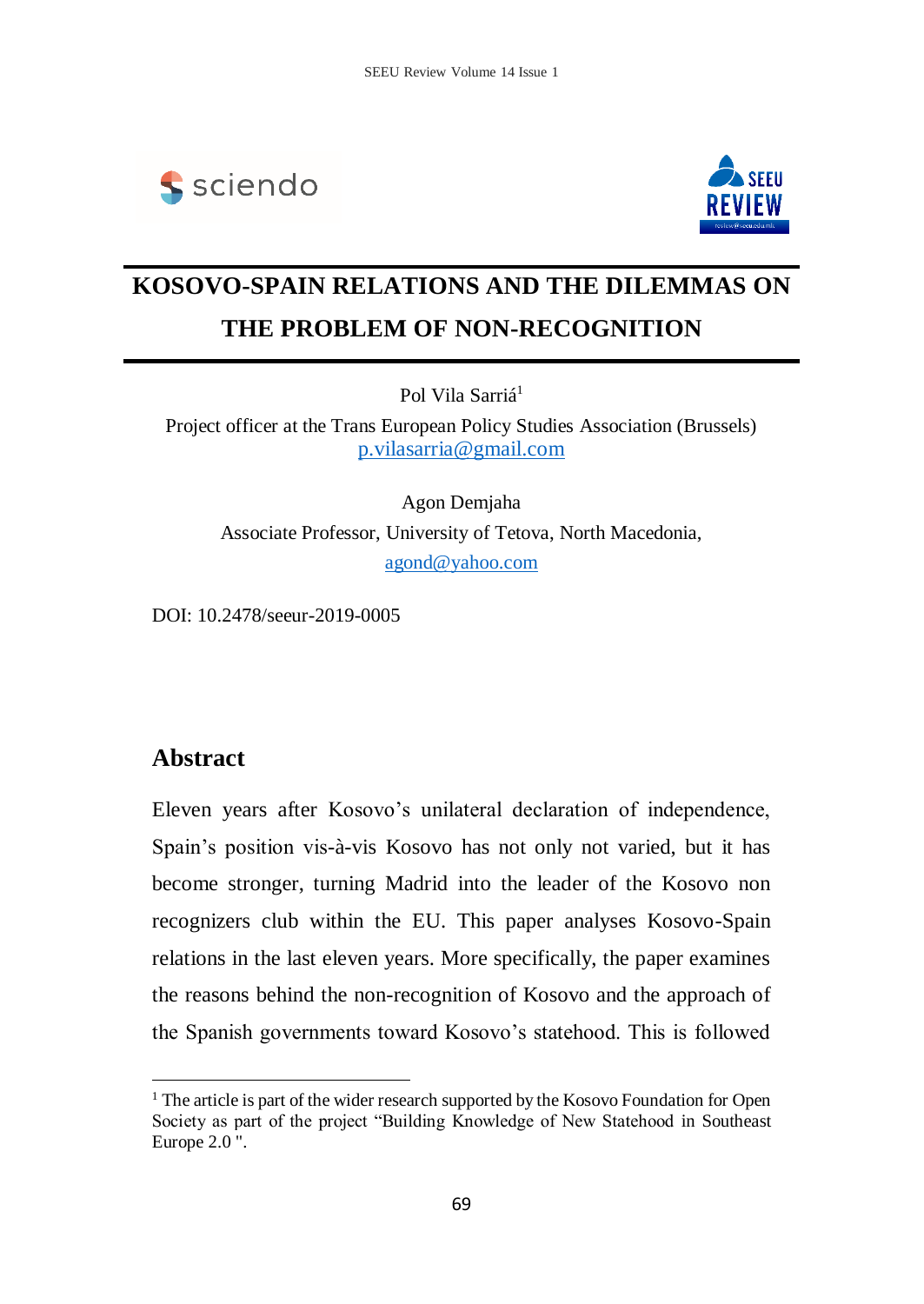# KOSOVO-SPAIN RELATIONS AND THE DILEMMAS ON THE PROBLEM OF NON-RECOGNITION

Pol Vila Sarriá[1]

Project officer at the Trans European Policy Studies Association (Brussels)
p.vilasarria@gmail.com

Agon Demjaha

Associate Professor, University of Tetova, North Macedonia,
agond@yahoo.com

DOI: 10.2478/seeur-2019-0005

## Abstract

Eleven years after Kosovo's unilateral declaration of independence, Spain's position vis-à-vis Kosovo has not only not varied, but it has become stronger, turning Madrid into the leader of the Kosovo non recognizers club within the EU. This paper analyses Kosovo-Spain relations in the last eleven years. More specifically, the paper examines the reasons behind the non-recognition of Kosovo and the approach of the Spanish governments toward Kosovo's statehood. This is followed

---

[1] The article is part of the wider research supported by the Kosovo Foundation for Open Society as part of the project "Building Knowledge of New Statehood in Southeast Europe 2.0 ".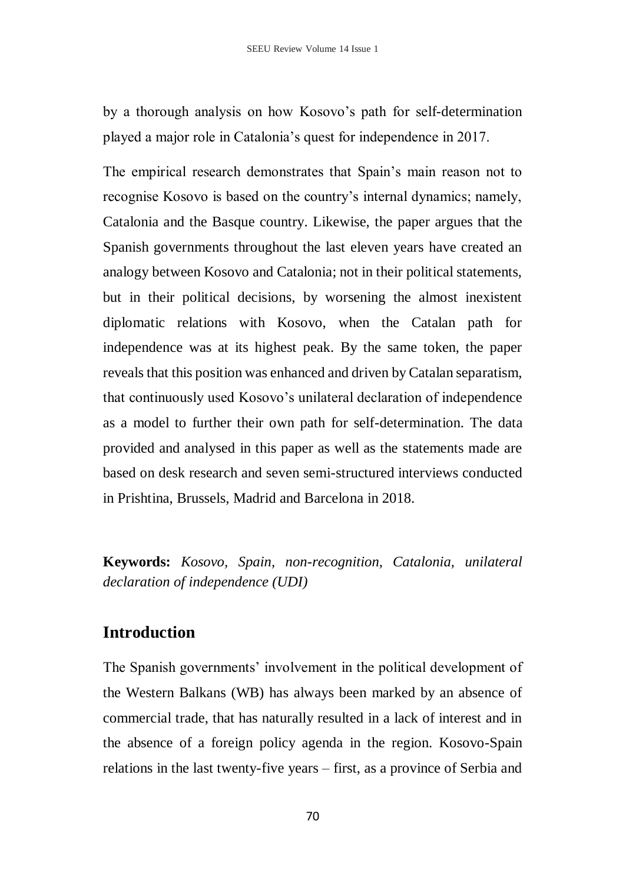by a thorough analysis on how Kosovo's path for self-determination played a major role in Catalonia's quest for independence in 2017.

The empirical research demonstrates that Spain's main reason not to recognise Kosovo is based on the country's internal dynamics; namely, Catalonia and the Basque country. Likewise, the paper argues that the Spanish governments throughout the last eleven years have created an analogy between Kosovo and Catalonia; not in their political statements, but in their political decisions, by worsening the almost inexistent diplomatic relations with Kosovo, when the Catalan path for independence was at its highest peak. By the same token, the paper reveals that this position was enhanced and driven by Catalan separatism, that continuously used Kosovo's unilateral declaration of independence as a model to further their own path for self-determination. The data provided and analysed in this paper as well as the statements made are based on desk research and seven semi-structured interviews conducted in Prishtina, Brussels, Madrid and Barcelona in 2018.

**Keywords:** *Kosovo, Spain, non-recognition, Catalonia, unilateral declaration of independence (UDI)*

## Introduction

The Spanish governments' involvement in the political development of the Western Balkans (WB) has always been marked by an absence of commercial trade, that has naturally resulted in a lack of interest and in the absence of a foreign policy agenda in the region. Kosovo-Spain relations in the last twenty-five years – first, as a province of Serbia and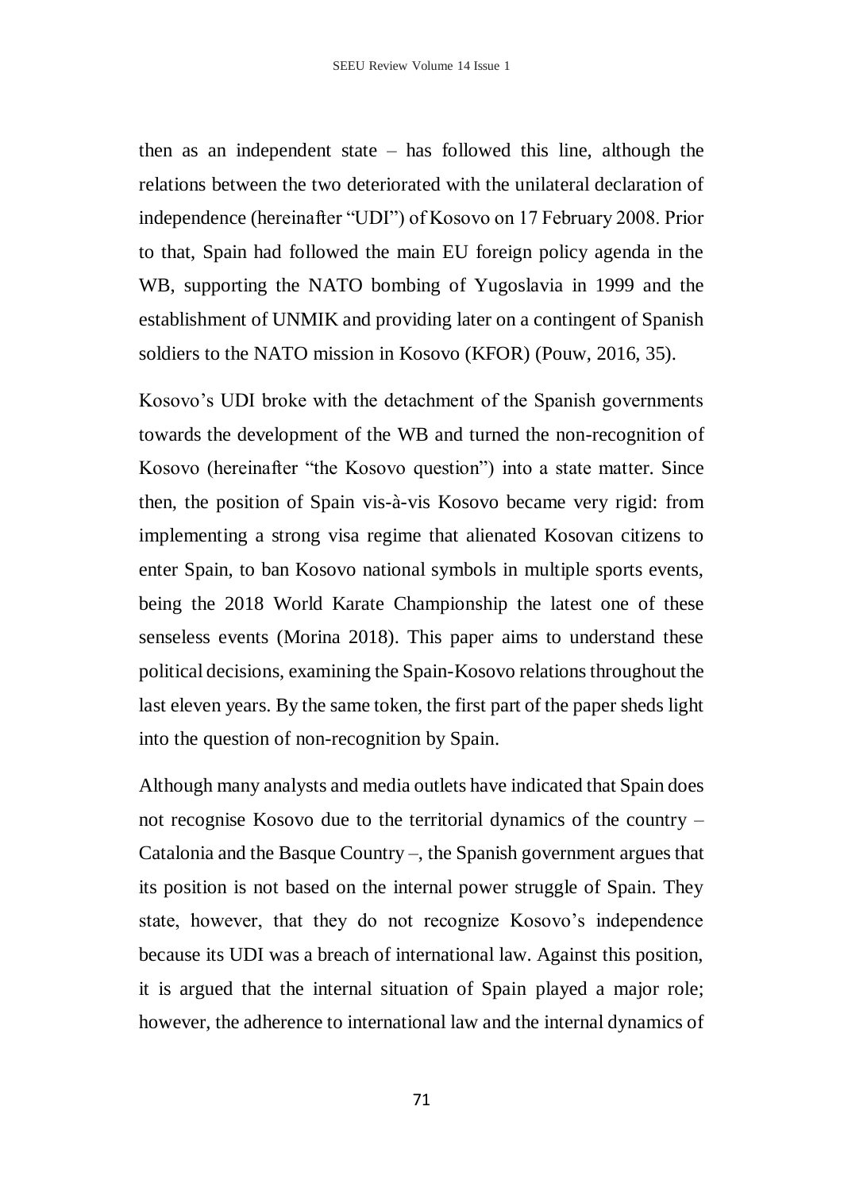then as an independent state – has followed this line, although the relations between the two deteriorated with the unilateral declaration of independence (hereinafter "UDI") of Kosovo on 17 February 2008. Prior to that, Spain had followed the main EU foreign policy agenda in the WB, supporting the NATO bombing of Yugoslavia in 1999 and the establishment of UNMIK and providing later on a contingent of Spanish soldiers to the NATO mission in Kosovo (KFOR) (Pouw, 2016, 35).

Kosovo's UDI broke with the detachment of the Spanish governments towards the development of the WB and turned the non-recognition of Kosovo (hereinafter "the Kosovo question") into a state matter. Since then, the position of Spain vis-à-vis Kosovo became very rigid: from implementing a strong visa regime that alienated Kosovan citizens to enter Spain, to ban Kosovo national symbols in multiple sports events, being the 2018 World Karate Championship the latest one of these senseless events (Morina 2018). This paper aims to understand these political decisions, examining the Spain-Kosovo relations throughout the last eleven years. By the same token, the first part of the paper sheds light into the question of non-recognition by Spain.

Although many analysts and media outlets have indicated that Spain does not recognise Kosovo due to the territorial dynamics of the country – Catalonia and the Basque Country –, the Spanish government argues that its position is not based on the internal power struggle of Spain. They state, however, that they do not recognize Kosovo's independence because its UDI was a breach of international law. Against this position, it is argued that the internal situation of Spain played a major role; however, the adherence to international law and the internal dynamics of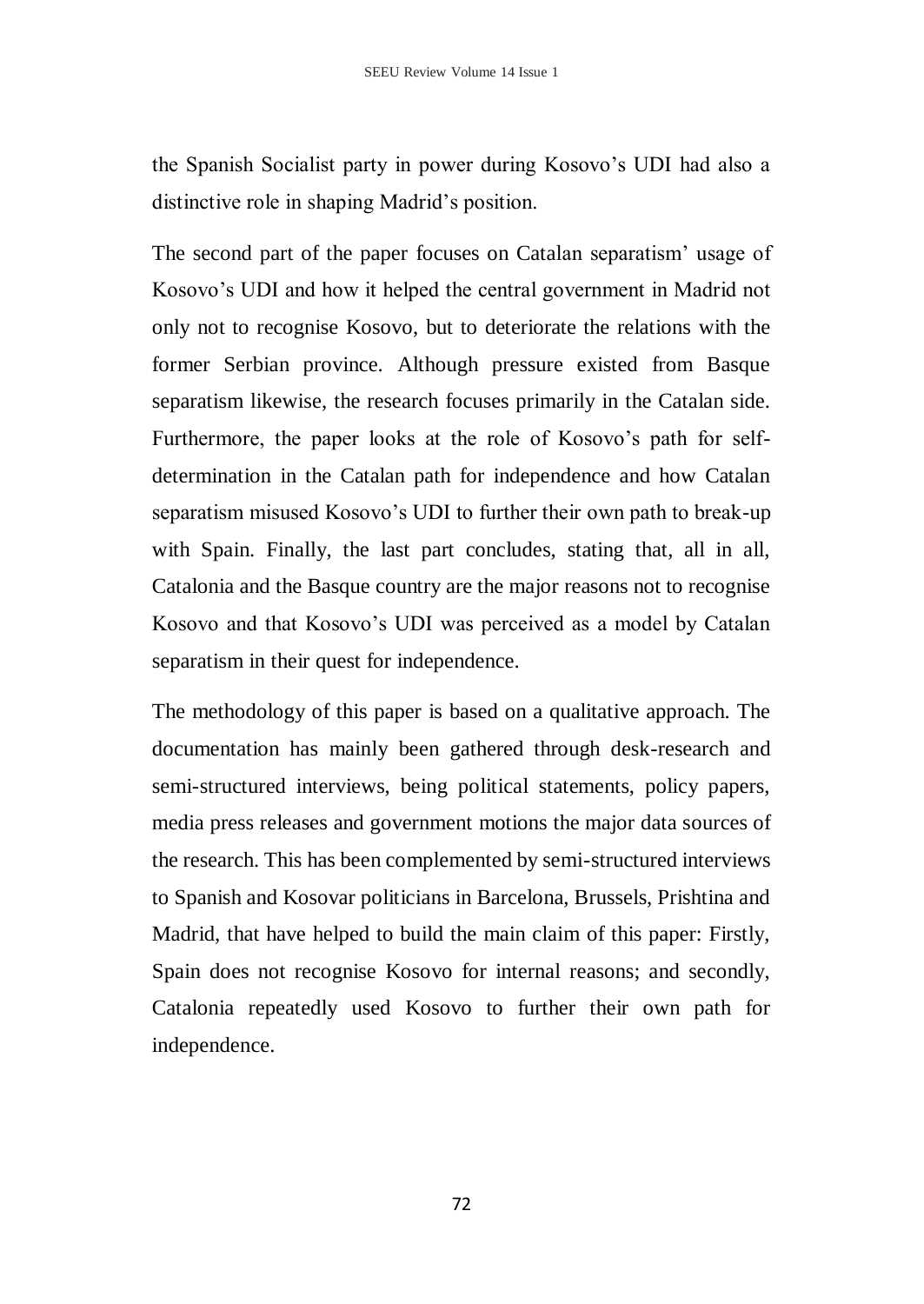the Spanish Socialist party in power during Kosovo's UDI had also a distinctive role in shaping Madrid's position.

The second part of the paper focuses on Catalan separatism' usage of Kosovo's UDI and how it helped the central government in Madrid not only not to recognise Kosovo, but to deteriorate the relations with the former Serbian province. Although pressure existed from Basque separatism likewise, the research focuses primarily in the Catalan side. Furthermore, the paper looks at the role of Kosovo's path for self-determination in the Catalan path for independence and how Catalan separatism misused Kosovo's UDI to further their own path to break-up with Spain. Finally, the last part concludes, stating that, all in all, Catalonia and the Basque country are the major reasons not to recognise Kosovo and that Kosovo's UDI was perceived as a model by Catalan separatism in their quest for independence.

The methodology of this paper is based on a qualitative approach. The documentation has mainly been gathered through desk-research and semi-structured interviews, being political statements, policy papers, media press releases and government motions the major data sources of the research. This has been complemented by semi-structured interviews to Spanish and Kosovar politicians in Barcelona, Brussels, Prishtina and Madrid, that have helped to build the main claim of this paper: Firstly, Spain does not recognise Kosovo for internal reasons; and secondly, Catalonia repeatedly used Kosovo to further their own path for independence.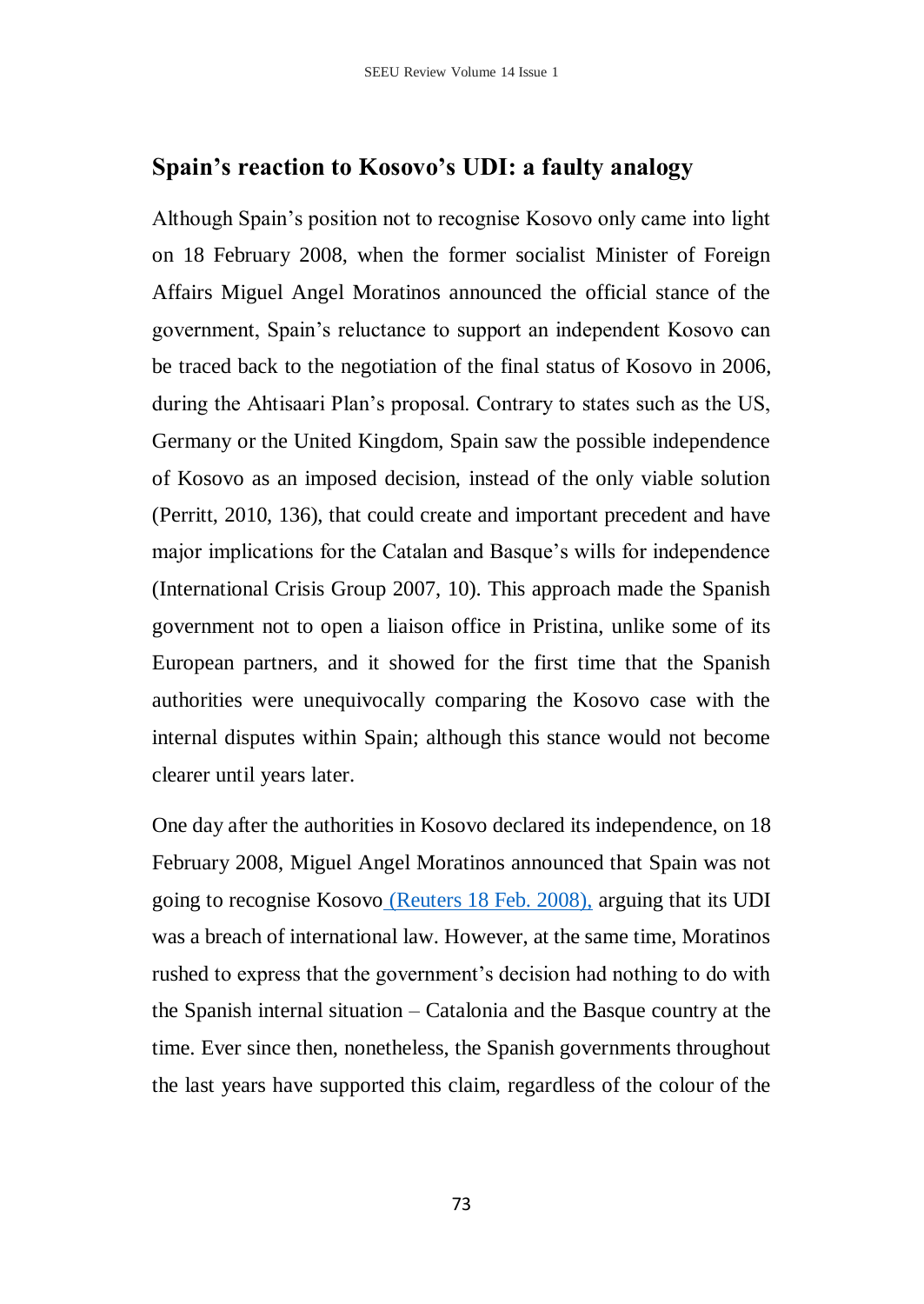## Spain's reaction to Kosovo's UDI: a faulty analogy

Although Spain's position not to recognise Kosovo only came into light on 18 February 2008, when the former socialist Minister of Foreign Affairs Miguel Angel Moratinos announced the official stance of the government, Spain's reluctance to support an independent Kosovo can be traced back to the negotiation of the final status of Kosovo in 2006, during the Ahtisaari Plan's proposal. Contrary to states such as the US, Germany or the United Kingdom, Spain saw the possible independence of Kosovo as an imposed decision, instead of the only viable solution (Perritt, 2010, 136), that could create and important precedent and have major implications for the Catalan and Basque's wills for independence (International Crisis Group 2007, 10). This approach made the Spanish government not to open a liaison office in Pristina, unlike some of its European partners, and it showed for the first time that the Spanish authorities were unequivocally comparing the Kosovo case with the internal disputes within Spain; although this stance would not become clearer until years later.

One day after the authorities in Kosovo declared its independence, on 18 February 2008, Miguel Angel Moratinos announced that Spain was not going to recognise Kosovo (Reuters 18 Feb. 2008), arguing that its UDI was a breach of international law. However, at the same time, Moratinos rushed to express that the government's decision had nothing to do with the Spanish internal situation – Catalonia and the Basque country at the time. Ever since then, nonetheless, the Spanish governments throughout the last years have supported this claim, regardless of the colour of the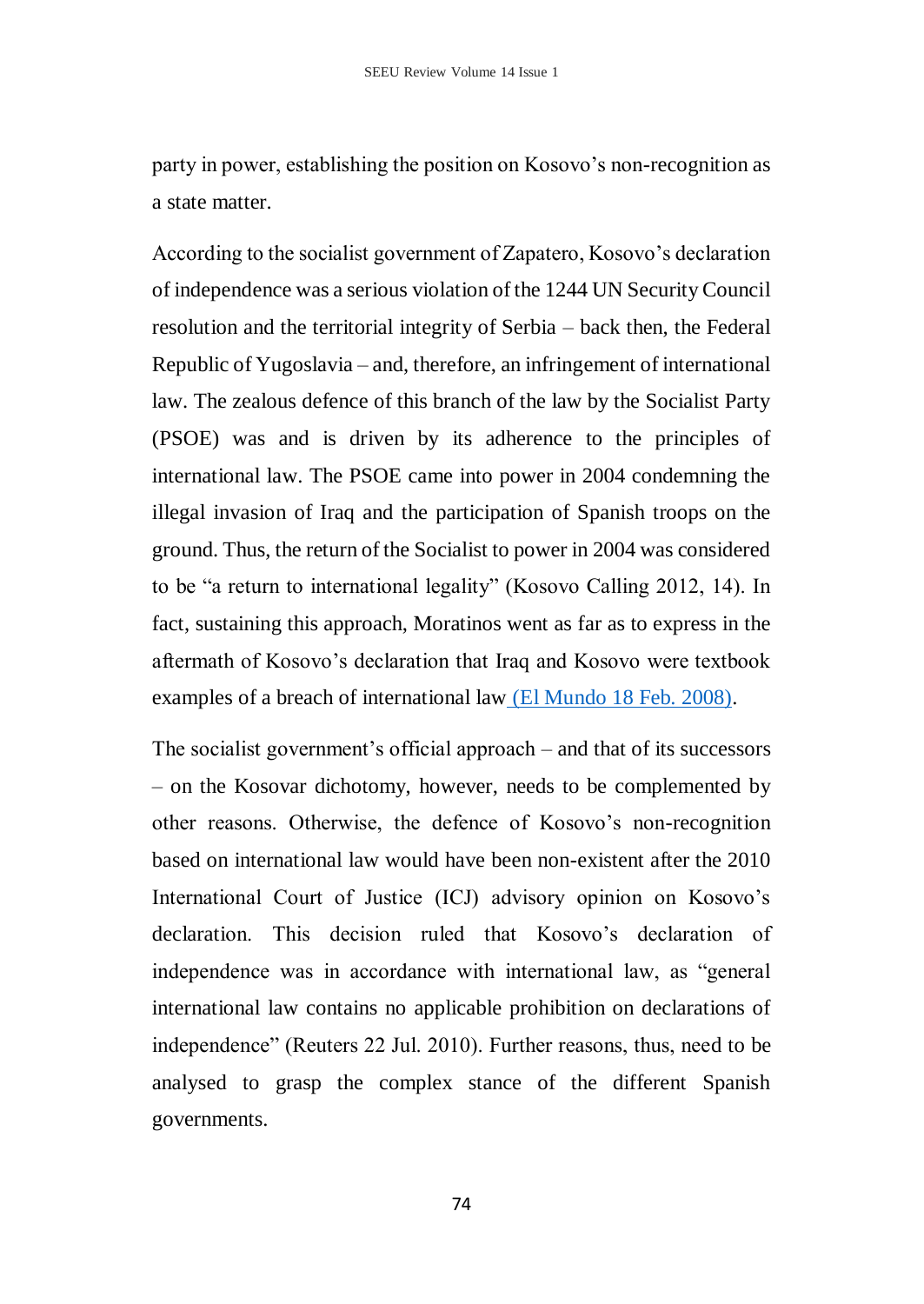party in power, establishing the position on Kosovo's non-recognition as a state matter.

According to the socialist government of Zapatero, Kosovo's declaration of independence was a serious violation of the 1244 UN Security Council resolution and the territorial integrity of Serbia – back then, the Federal Republic of Yugoslavia – and, therefore, an infringement of international law. The zealous defence of this branch of the law by the Socialist Party (PSOE) was and is driven by its adherence to the principles of international law. The PSOE came into power in 2004 condemning the illegal invasion of Iraq and the participation of Spanish troops on the ground. Thus, the return of the Socialist to power in 2004 was considered to be "a return to international legality" (Kosovo Calling 2012, 14). In fact, sustaining this approach, Moratinos went as far as to express in the aftermath of Kosovo's declaration that Iraq and Kosovo were textbook examples of a breach of international law (El Mundo 18 Feb. 2008).

The socialist government's official approach – and that of its successors – on the Kosovar dichotomy, however, needs to be complemented by other reasons. Otherwise, the defence of Kosovo's non-recognition based on international law would have been non-existent after the 2010 International Court of Justice (ICJ) advisory opinion on Kosovo's declaration. This decision ruled that Kosovo's declaration of independence was in accordance with international law, as "general international law contains no applicable prohibition on declarations of independence" (Reuters 22 Jul. 2010). Further reasons, thus, need to be analysed to grasp the complex stance of the different Spanish governments.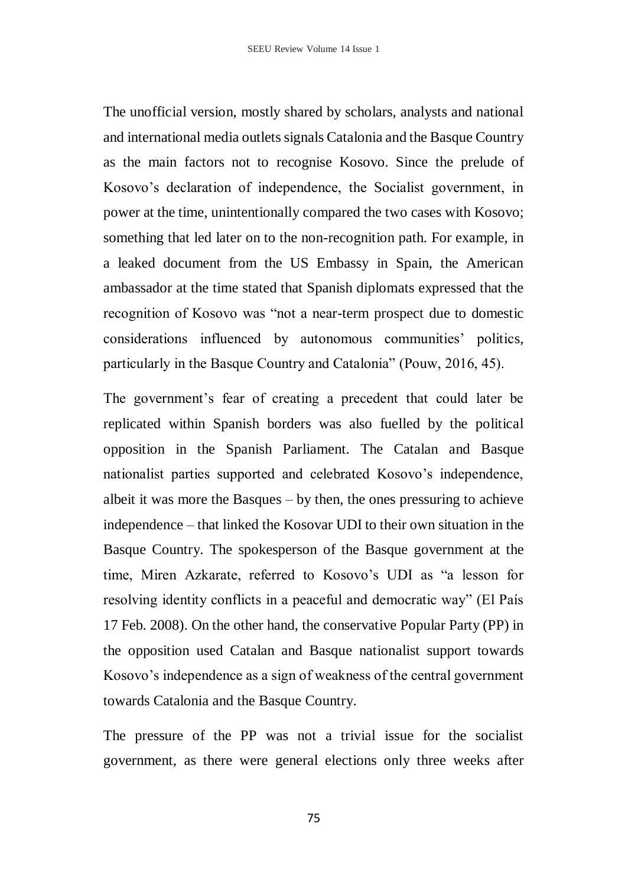The unofficial version, mostly shared by scholars, analysts and national and international media outlets signals Catalonia and the Basque Country as the main factors not to recognise Kosovo. Since the prelude of Kosovo's declaration of independence, the Socialist government, in power at the time, unintentionally compared the two cases with Kosovo; something that led later on to the non-recognition path. For example, in a leaked document from the US Embassy in Spain, the American ambassador at the time stated that Spanish diplomats expressed that the recognition of Kosovo was "not a near-term prospect due to domestic considerations influenced by autonomous communities' politics, particularly in the Basque Country and Catalonia" (Pouw, 2016, 45).

The government's fear of creating a precedent that could later be replicated within Spanish borders was also fuelled by the political opposition in the Spanish Parliament. The Catalan and Basque nationalist parties supported and celebrated Kosovo's independence, albeit it was more the Basques – by then, the ones pressuring to achieve independence – that linked the Kosovar UDI to their own situation in the Basque Country. The spokesperson of the Basque government at the time, Miren Azkarate, referred to Kosovo's UDI as "a lesson for resolving identity conflicts in a peaceful and democratic way" (El País 17 Feb. 2008). On the other hand, the conservative Popular Party (PP) in the opposition used Catalan and Basque nationalist support towards Kosovo's independence as a sign of weakness of the central government towards Catalonia and the Basque Country.

The pressure of the PP was not a trivial issue for the socialist government, as there were general elections only three weeks after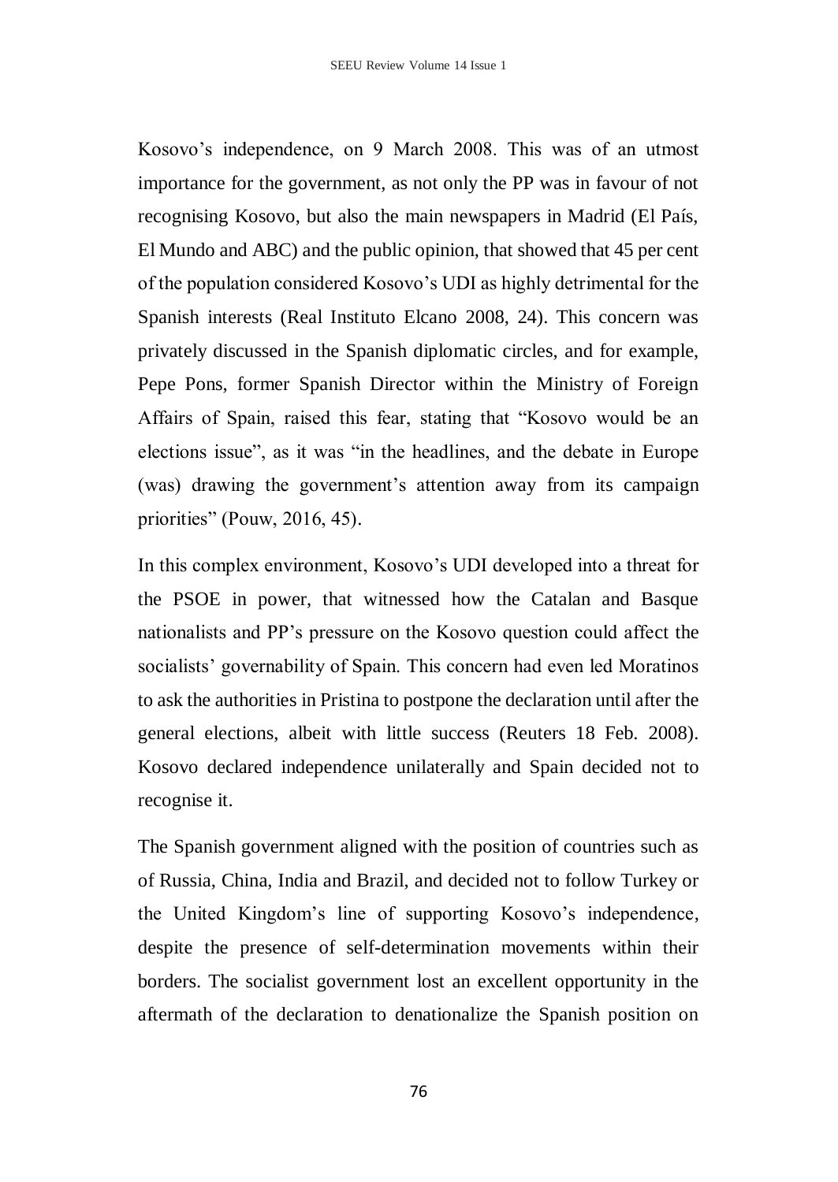Kosovo's independence, on 9 March 2008. This was of an utmost importance for the government, as not only the PP was in favour of not recognising Kosovo, but also the main newspapers in Madrid (El País, El Mundo and ABC) and the public opinion, that showed that 45 per cent of the population considered Kosovo's UDI as highly detrimental for the Spanish interests (Real Instituto Elcano 2008, 24). This concern was privately discussed in the Spanish diplomatic circles, and for example, Pepe Pons, former Spanish Director within the Ministry of Foreign Affairs of Spain, raised this fear, stating that "Kosovo would be an elections issue", as it was "in the headlines, and the debate in Europe (was) drawing the government's attention away from its campaign priorities" (Pouw, 2016, 45).

In this complex environment, Kosovo's UDI developed into a threat for the PSOE in power, that witnessed how the Catalan and Basque nationalists and PP's pressure on the Kosovo question could affect the socialists' governability of Spain. This concern had even led Moratinos to ask the authorities in Pristina to postpone the declaration until after the general elections, albeit with little success (Reuters 18 Feb. 2008). Kosovo declared independence unilaterally and Spain decided not to recognise it.

The Spanish government aligned with the position of countries such as of Russia, China, India and Brazil, and decided not to follow Turkey or the United Kingdom's line of supporting Kosovo's independence, despite the presence of self-determination movements within their borders. The socialist government lost an excellent opportunity in the aftermath of the declaration to denationalize the Spanish position on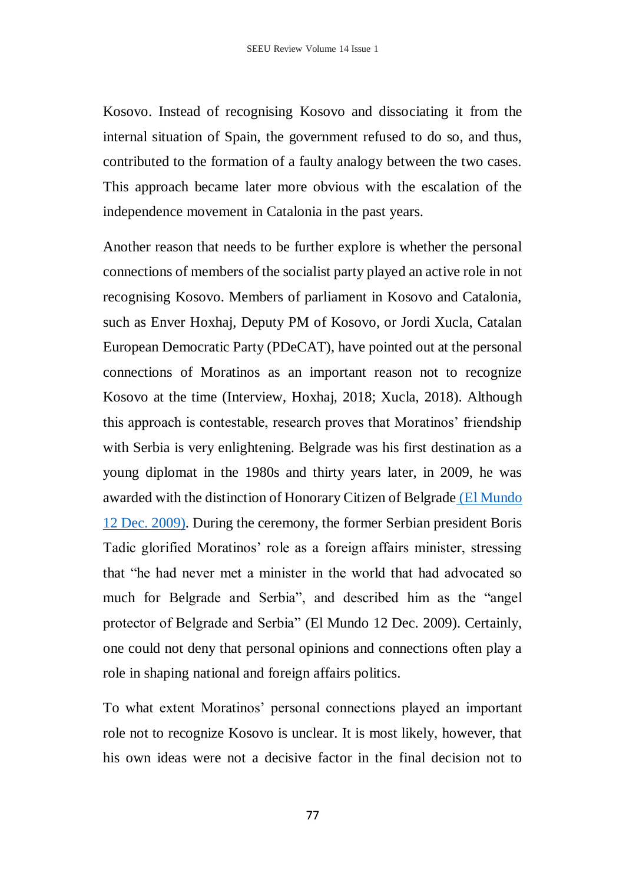Kosovo. Instead of recognising Kosovo and dissociating it from the internal situation of Spain, the government refused to do so, and thus, contributed to the formation of a faulty analogy between the two cases. This approach became later more obvious with the escalation of the independence movement in Catalonia in the past years.

Another reason that needs to be further explore is whether the personal connections of members of the socialist party played an active role in not recognising Kosovo. Members of parliament in Kosovo and Catalonia, such as Enver Hoxhaj, Deputy PM of Kosovo, or Jordi Xucla, Catalan European Democratic Party (PDeCAT), have pointed out at the personal connections of Moratinos as an important reason not to recognize Kosovo at the time (Interview, Hoxhaj, 2018; Xucla, 2018). Although this approach is contestable, research proves that Moratinos' friendship with Serbia is very enlightening. Belgrade was his first destination as a young diplomat in the 1980s and thirty years later, in 2009, he was awarded with the distinction of Honorary Citizen of Belgrade (El Mundo 12 Dec. 2009). During the ceremony, the former Serbian president Boris Tadic glorified Moratinos' role as a foreign affairs minister, stressing that "he had never met a minister in the world that had advocated so much for Belgrade and Serbia", and described him as the "angel protector of Belgrade and Serbia" (El Mundo 12 Dec. 2009). Certainly, one could not deny that personal opinions and connections often play a role in shaping national and foreign affairs politics.

To what extent Moratinos' personal connections played an important role not to recognize Kosovo is unclear. It is most likely, however, that his own ideas were not a decisive factor in the final decision not to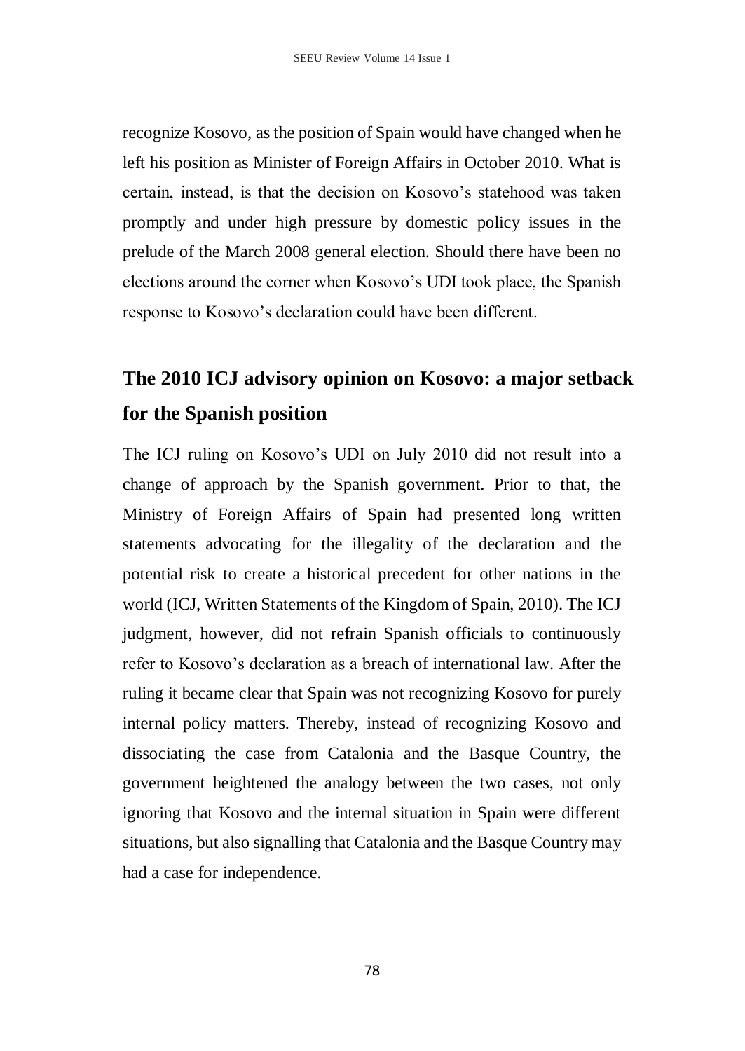recognize Kosovo, as the position of Spain would have changed when he left his position as Minister of Foreign Affairs in October 2010. What is certain, instead, is that the decision on Kosovo's statehood was taken promptly and under high pressure by domestic policy issues in the prelude of the March 2008 general election. Should there have been no elections around the corner when Kosovo's UDI took place, the Spanish response to Kosovo's declaration could have been different.

## The 2010 ICJ advisory opinion on Kosovo: a major setback for the Spanish position

The ICJ ruling on Kosovo's UDI on July 2010 did not result into a change of approach by the Spanish government. Prior to that, the Ministry of Foreign Affairs of Spain had presented long written statements advocating for the illegality of the declaration and the potential risk to create a historical precedent for other nations in the world (ICJ, Written Statements of the Kingdom of Spain, 2010). The ICJ judgment, however, did not refrain Spanish officials to continuously refer to Kosovo's declaration as a breach of international law. After the ruling it became clear that Spain was not recognizing Kosovo for purely internal policy matters. Thereby, instead of recognizing Kosovo and dissociating the case from Catalonia and the Basque Country, the government heightened the analogy between the two cases, not only ignoring that Kosovo and the internal situation in Spain were different situations, but also signalling that Catalonia and the Basque Country may had a case for independence.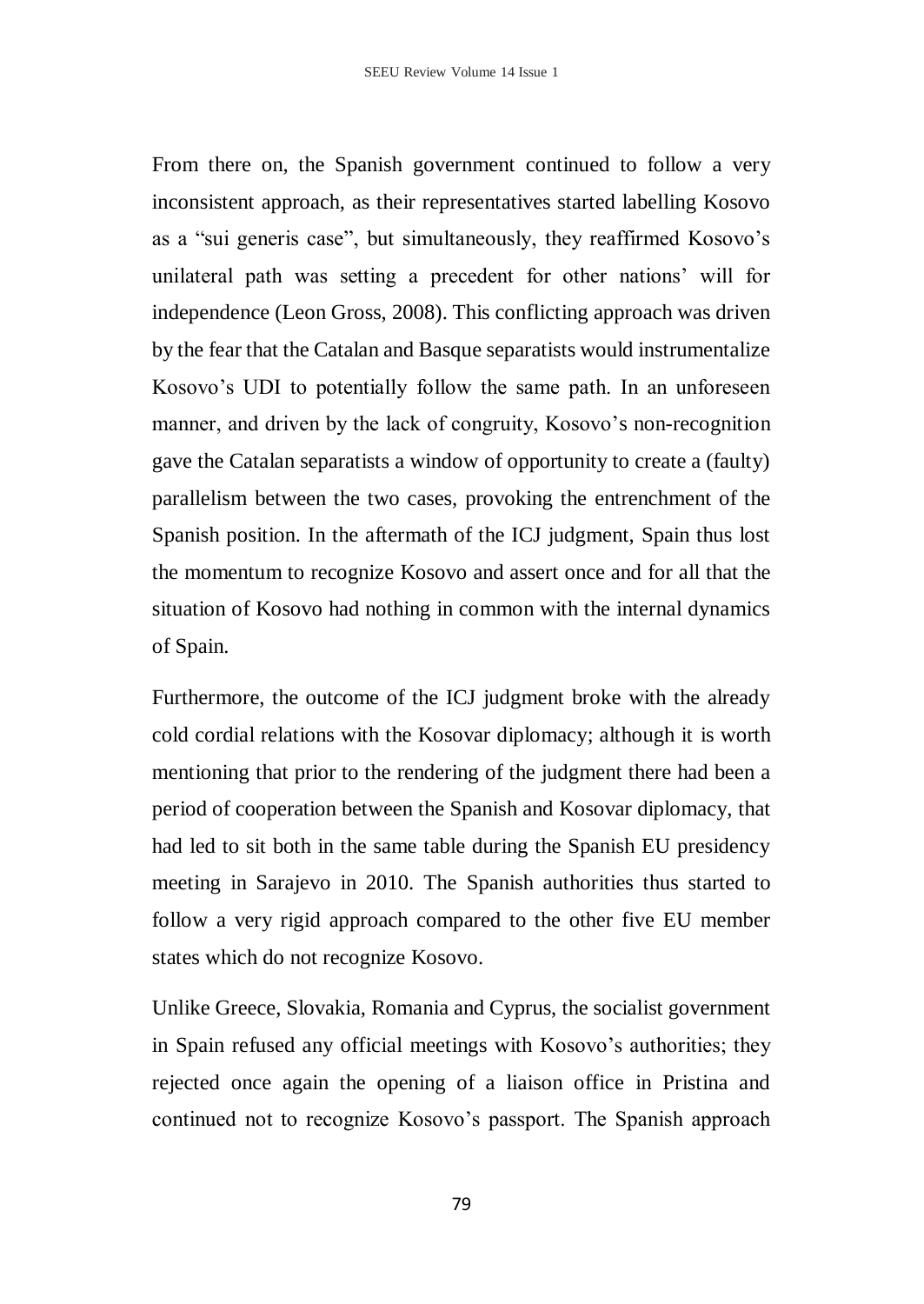From there on, the Spanish government continued to follow a very inconsistent approach, as their representatives started labelling Kosovo as a "sui generis case", but simultaneously, they reaffirmed Kosovo's unilateral path was setting a precedent for other nations' will for independence (Leon Gross, 2008). This conflicting approach was driven by the fear that the Catalan and Basque separatists would instrumentalize Kosovo's UDI to potentially follow the same path. In an unforeseen manner, and driven by the lack of congruity, Kosovo's non-recognition gave the Catalan separatists a window of opportunity to create a (faulty) parallelism between the two cases, provoking the entrenchment of the Spanish position. In the aftermath of the ICJ judgment, Spain thus lost the momentum to recognize Kosovo and assert once and for all that the situation of Kosovo had nothing in common with the internal dynamics of Spain.

Furthermore, the outcome of the ICJ judgment broke with the already cold cordial relations with the Kosovar diplomacy; although it is worth mentioning that prior to the rendering of the judgment there had been a period of cooperation between the Spanish and Kosovar diplomacy, that had led to sit both in the same table during the Spanish EU presidency meeting in Sarajevo in 2010. The Spanish authorities thus started to follow a very rigid approach compared to the other five EU member states which do not recognize Kosovo.

Unlike Greece, Slovakia, Romania and Cyprus, the socialist government in Spain refused any official meetings with Kosovo's authorities; they rejected once again the opening of a liaison office in Pristina and continued not to recognize Kosovo's passport. The Spanish approach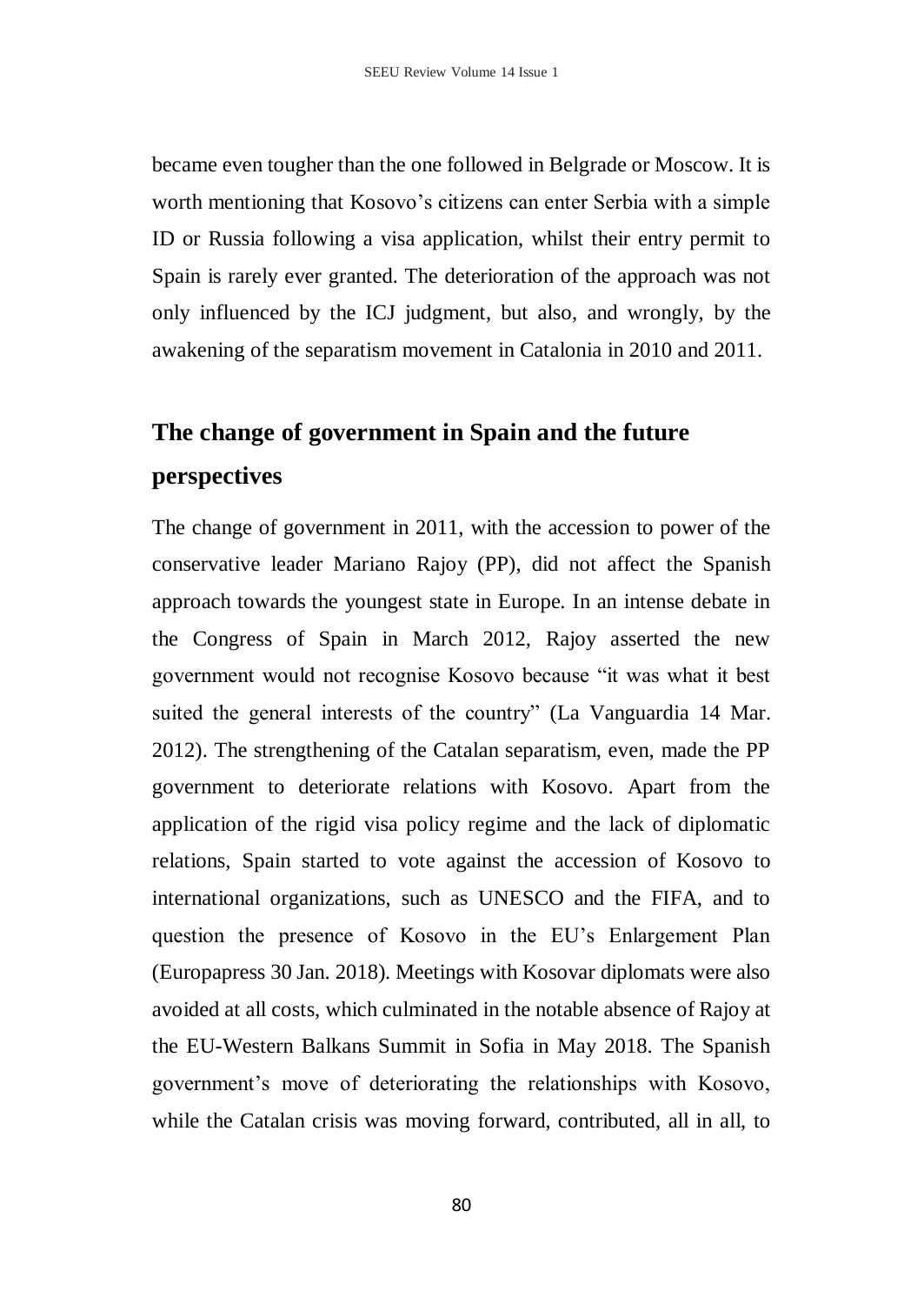became even tougher than the one followed in Belgrade or Moscow. It is worth mentioning that Kosovo's citizens can enter Serbia with a simple ID or Russia following a visa application, whilst their entry permit to Spain is rarely ever granted. The deterioration of the approach was not only influenced by the ICJ judgment, but also, and wrongly, by the awakening of the separatism movement in Catalonia in 2010 and 2011.

## The change of government in Spain and the future perspectives

The change of government in 2011, with the accession to power of the conservative leader Mariano Rajoy (PP), did not affect the Spanish approach towards the youngest state in Europe. In an intense debate in the Congress of Spain in March 2012, Rajoy asserted the new government would not recognise Kosovo because "it was what it best suited the general interests of the country" (La Vanguardia 14 Mar. 2012). The strengthening of the Catalan separatism, even, made the PP government to deteriorate relations with Kosovo. Apart from the application of the rigid visa policy regime and the lack of diplomatic relations, Spain started to vote against the accession of Kosovo to international organizations, such as UNESCO and the FIFA, and to question the presence of Kosovo in the EU's Enlargement Plan (Europapress 30 Jan. 2018). Meetings with Kosovar diplomats were also avoided at all costs, which culminated in the notable absence of Rajoy at the EU-Western Balkans Summit in Sofia in May 2018. The Spanish government's move of deteriorating the relationships with Kosovo, while the Catalan crisis was moving forward, contributed, all in all, to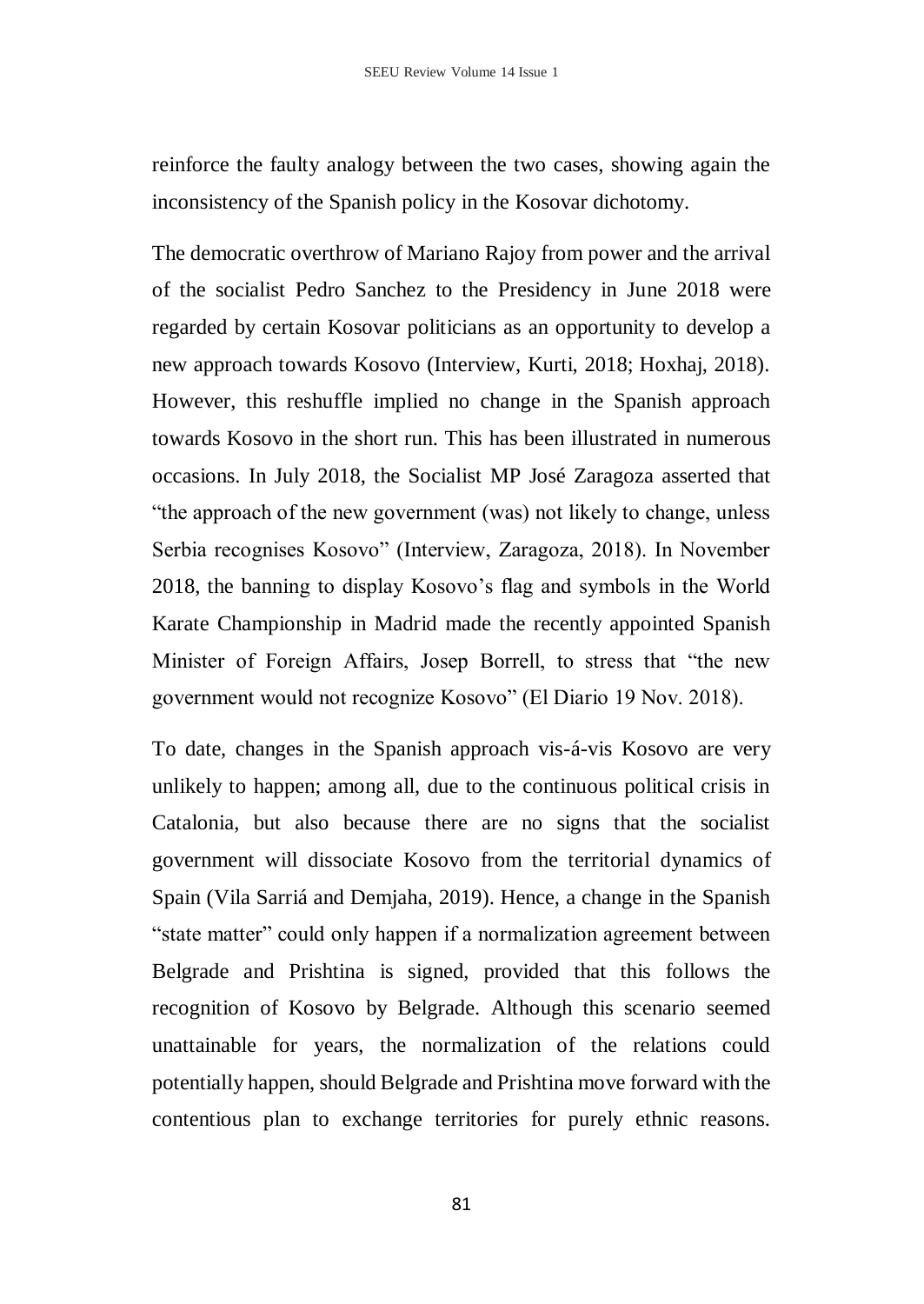reinforce the faulty analogy between the two cases, showing again the inconsistency of the Spanish policy in the Kosovar dichotomy.

The democratic overthrow of Mariano Rajoy from power and the arrival of the socialist Pedro Sanchez to the Presidency in June 2018 were regarded by certain Kosovar politicians as an opportunity to develop a new approach towards Kosovo (Interview, Kurti, 2018; Hoxhaj, 2018). However, this reshuffle implied no change in the Spanish approach towards Kosovo in the short run. This has been illustrated in numerous occasions. In July 2018, the Socialist MP José Zaragoza asserted that "the approach of the new government (was) not likely to change, unless Serbia recognises Kosovo" (Interview, Zaragoza, 2018). In November 2018, the banning to display Kosovo's flag and symbols in the World Karate Championship in Madrid made the recently appointed Spanish Minister of Foreign Affairs, Josep Borrell, to stress that "the new government would not recognize Kosovo" (El Diario 19 Nov. 2018).

To date, changes in the Spanish approach vis-á-vis Kosovo are very unlikely to happen; among all, due to the continuous political crisis in Catalonia, but also because there are no signs that the socialist government will dissociate Kosovo from the territorial dynamics of Spain (Vila Sarriá and Demjaha, 2019). Hence, a change in the Spanish "state matter" could only happen if a normalization agreement between Belgrade and Prishtina is signed, provided that this follows the recognition of Kosovo by Belgrade. Although this scenario seemed unattainable for years, the normalization of the relations could potentially happen, should Belgrade and Prishtina move forward with the contentious plan to exchange territories for purely ethnic reasons.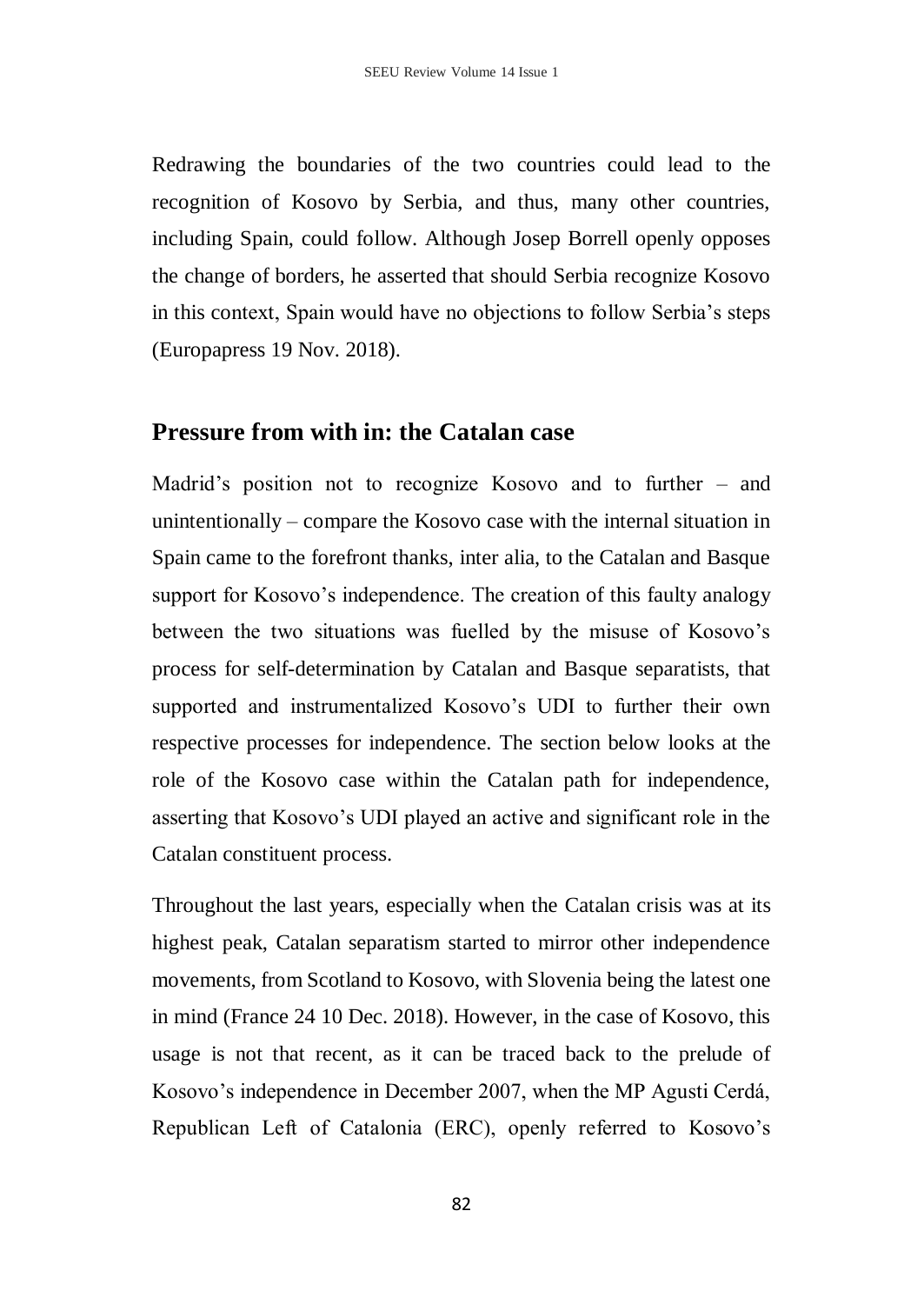Redrawing the boundaries of the two countries could lead to the recognition of Kosovo by Serbia, and thus, many other countries, including Spain, could follow. Although Josep Borrell openly opposes the change of borders, he asserted that should Serbia recognize Kosovo in this context, Spain would have no objections to follow Serbia's steps (Europapress 19 Nov. 2018).

## Pressure from with in: the Catalan case

Madrid's position not to recognize Kosovo and to further – and unintentionally – compare the Kosovo case with the internal situation in Spain came to the forefront thanks, inter alia, to the Catalan and Basque support for Kosovo's independence. The creation of this faulty analogy between the two situations was fuelled by the misuse of Kosovo's process for self-determination by Catalan and Basque separatists, that supported and instrumentalized Kosovo's UDI to further their own respective processes for independence. The section below looks at the role of the Kosovo case within the Catalan path for independence, asserting that Kosovo's UDI played an active and significant role in the Catalan constituent process.

Throughout the last years, especially when the Catalan crisis was at its highest peak, Catalan separatism started to mirror other independence movements, from Scotland to Kosovo, with Slovenia being the latest one in mind (France 24 10 Dec. 2018). However, in the case of Kosovo, this usage is not that recent, as it can be traced back to the prelude of Kosovo's independence in December 2007, when the MP Agusti Cerdá, Republican Left of Catalonia (ERC), openly referred to Kosovo's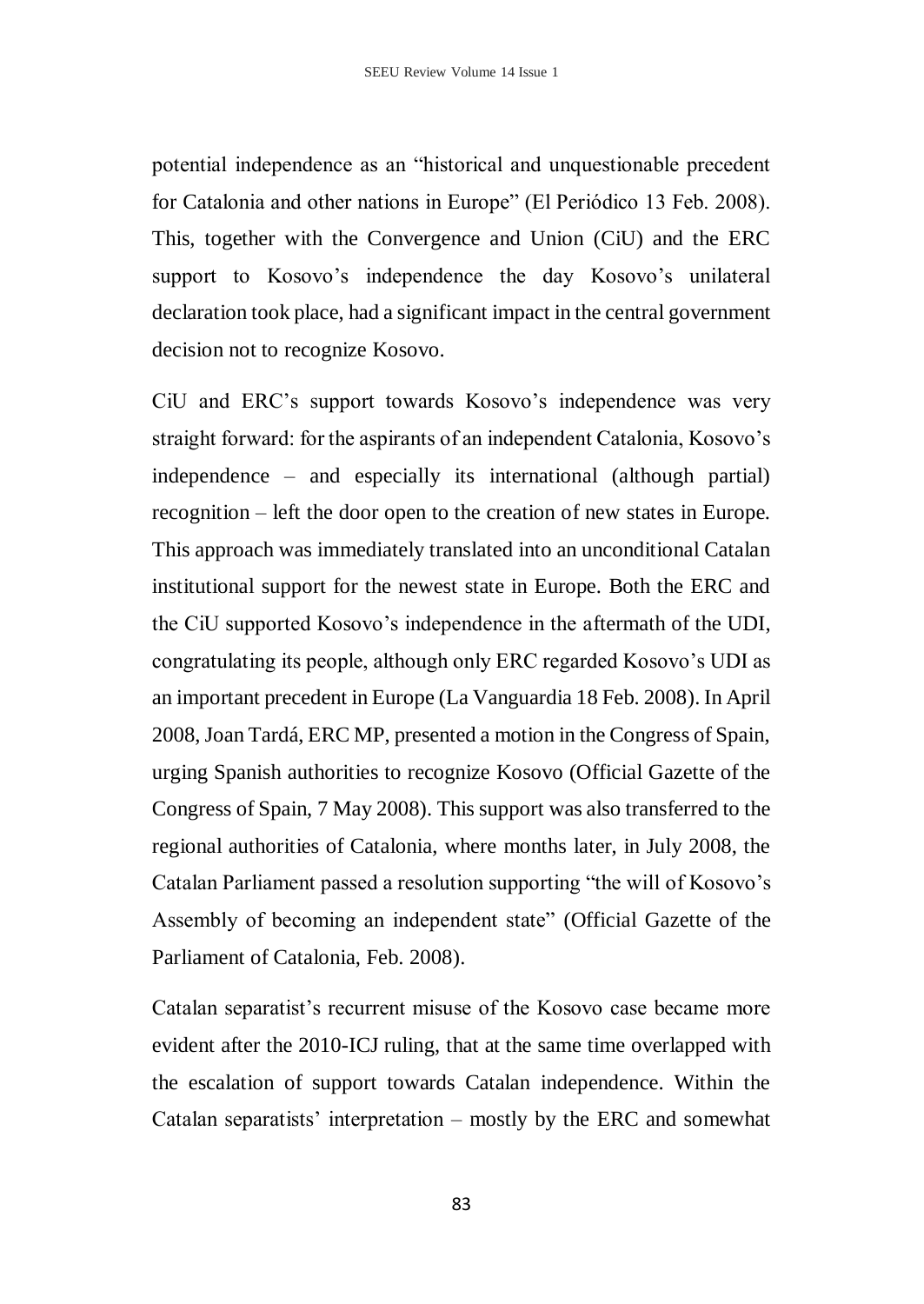potential independence as an "historical and unquestionable precedent for Catalonia and other nations in Europe" (El Periódico 13 Feb. 2008). This, together with the Convergence and Union (CiU) and the ERC support to Kosovo's independence the day Kosovo's unilateral declaration took place, had a significant impact in the central government decision not to recognize Kosovo.

CiU and ERC's support towards Kosovo's independence was very straight forward: for the aspirants of an independent Catalonia, Kosovo's independence – and especially its international (although partial) recognition – left the door open to the creation of new states in Europe. This approach was immediately translated into an unconditional Catalan institutional support for the newest state in Europe. Both the ERC and the CiU supported Kosovo's independence in the aftermath of the UDI, congratulating its people, although only ERC regarded Kosovo's UDI as an important precedent in Europe (La Vanguardia 18 Feb. 2008). In April 2008, Joan Tardá, ERC MP, presented a motion in the Congress of Spain, urging Spanish authorities to recognize Kosovo (Official Gazette of the Congress of Spain, 7 May 2008). This support was also transferred to the regional authorities of Catalonia, where months later, in July 2008, the Catalan Parliament passed a resolution supporting "the will of Kosovo's Assembly of becoming an independent state" (Official Gazette of the Parliament of Catalonia, Feb. 2008).

Catalan separatist's recurrent misuse of the Kosovo case became more evident after the 2010-ICJ ruling, that at the same time overlapped with the escalation of support towards Catalan independence. Within the Catalan separatists' interpretation – mostly by the ERC and somewhat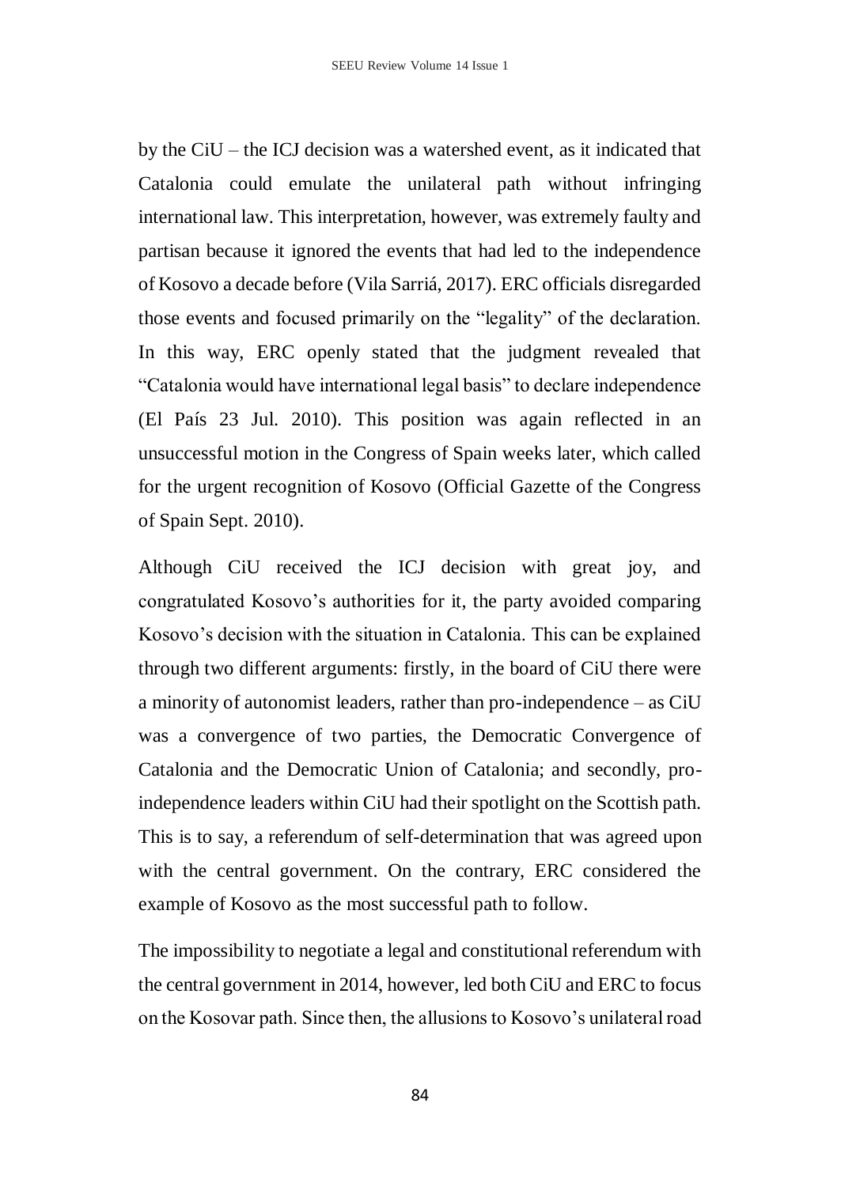by the CiU – the ICJ decision was a watershed event, as it indicated that Catalonia could emulate the unilateral path without infringing international law. This interpretation, however, was extremely faulty and partisan because it ignored the events that had led to the independence of Kosovo a decade before (Vila Sarriá, 2017). ERC officials disregarded those events and focused primarily on the "legality" of the declaration. In this way, ERC openly stated that the judgment revealed that "Catalonia would have international legal basis" to declare independence (El País 23 Jul. 2010). This position was again reflected in an unsuccessful motion in the Congress of Spain weeks later, which called for the urgent recognition of Kosovo (Official Gazette of the Congress of Spain Sept. 2010).

Although CiU received the ICJ decision with great joy, and congratulated Kosovo's authorities for it, the party avoided comparing Kosovo's decision with the situation in Catalonia. This can be explained through two different arguments: firstly, in the board of CiU there were a minority of autonomist leaders, rather than pro-independence – as CiU was a convergence of two parties, the Democratic Convergence of Catalonia and the Democratic Union of Catalonia; and secondly, pro-independence leaders within CiU had their spotlight on the Scottish path. This is to say, a referendum of self-determination that was agreed upon with the central government. On the contrary, ERC considered the example of Kosovo as the most successful path to follow.

The impossibility to negotiate a legal and constitutional referendum with the central government in 2014, however, led both CiU and ERC to focus on the Kosovar path. Since then, the allusions to Kosovo's unilateral road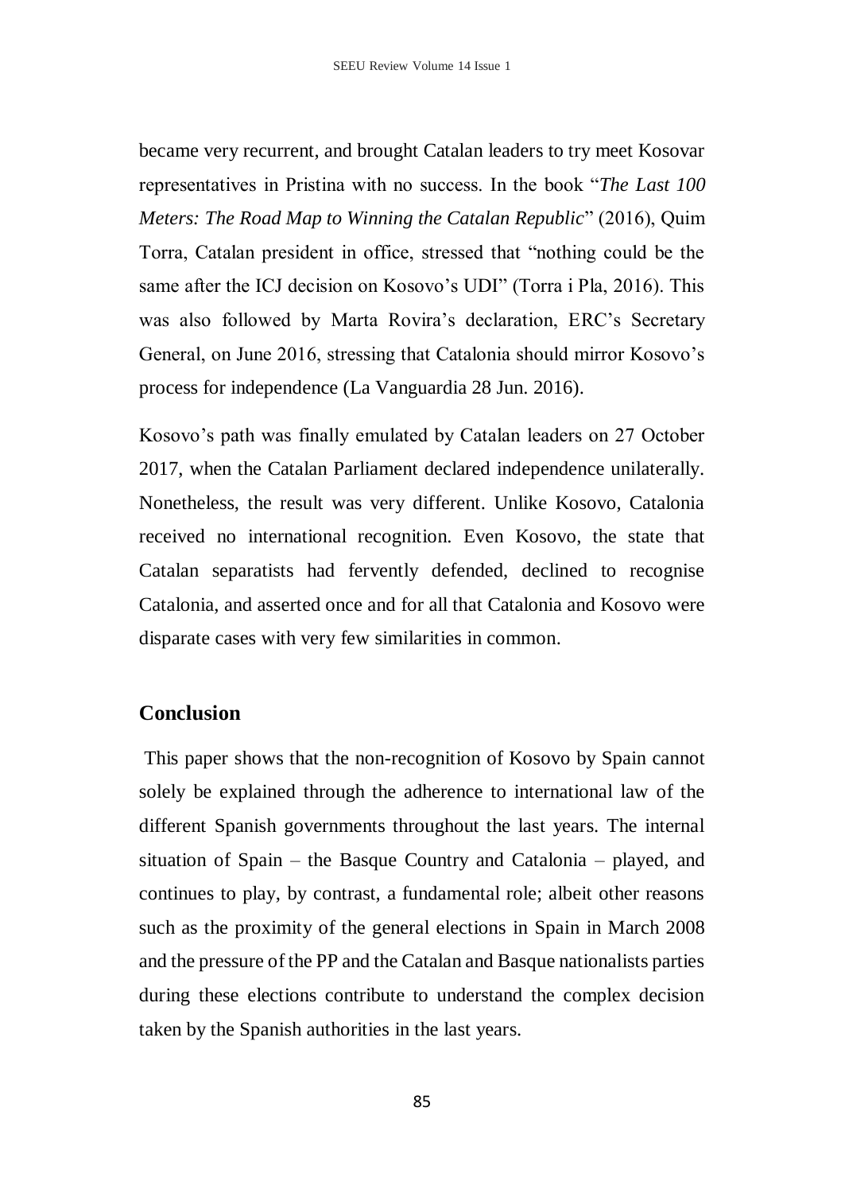became very recurrent, and brought Catalan leaders to try meet Kosovar representatives in Pristina with no success. In the book "*The Last 100 Meters: The Road Map to Winning the Catalan Republic*" (2016), Quim Torra, Catalan president in office, stressed that "nothing could be the same after the ICJ decision on Kosovo's UDI" (Torra i Pla, 2016). This was also followed by Marta Rovira's declaration, ERC's Secretary General, on June 2016, stressing that Catalonia should mirror Kosovo's process for independence (La Vanguardia 28 Jun. 2016).

Kosovo's path was finally emulated by Catalan leaders on 27 October 2017, when the Catalan Parliament declared independence unilaterally. Nonetheless, the result was very different. Unlike Kosovo, Catalonia received no international recognition. Even Kosovo, the state that Catalan separatists had fervently defended, declined to recognise Catalonia, and asserted once and for all that Catalonia and Kosovo were disparate cases with very few similarities in common.

## Conclusion

This paper shows that the non-recognition of Kosovo by Spain cannot solely be explained through the adherence to international law of the different Spanish governments throughout the last years. The internal situation of Spain – the Basque Country and Catalonia – played, and continues to play, by contrast, a fundamental role; albeit other reasons such as the proximity of the general elections in Spain in March 2008 and the pressure of the PP and the Catalan and Basque nationalists parties during these elections contribute to understand the complex decision taken by the Spanish authorities in the last years.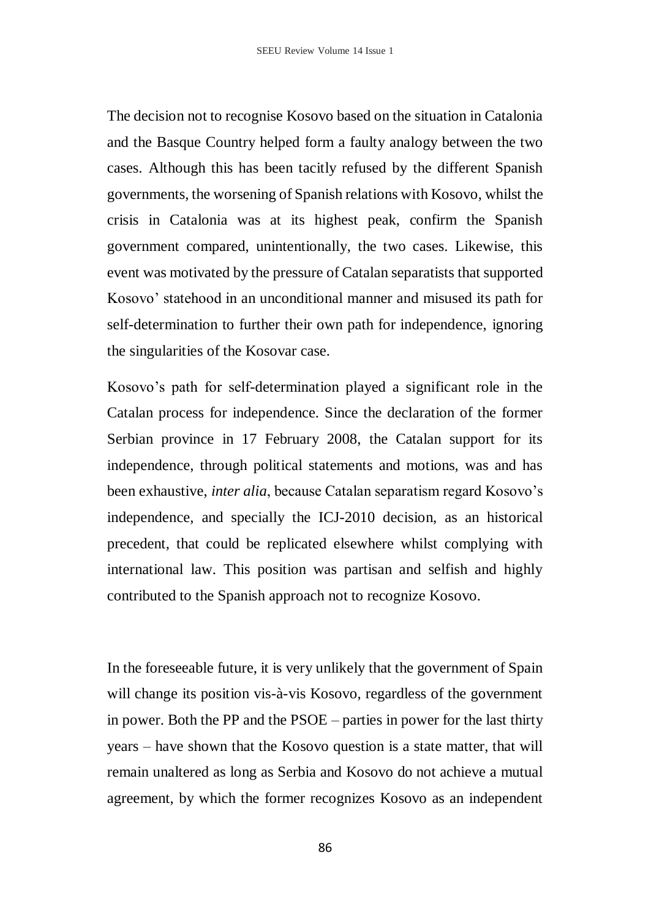The decision not to recognise Kosovo based on the situation in Catalonia and the Basque Country helped form a faulty analogy between the two cases. Although this has been tacitly refused by the different Spanish governments, the worsening of Spanish relations with Kosovo, whilst the crisis in Catalonia was at its highest peak, confirm the Spanish government compared, unintentionally, the two cases. Likewise, this event was motivated by the pressure of Catalan separatists that supported Kosovo' statehood in an unconditional manner and misused its path for self-determination to further their own path for independence, ignoring the singularities of the Kosovar case.

Kosovo's path for self-determination played a significant role in the Catalan process for independence. Since the declaration of the former Serbian province in 17 February 2008, the Catalan support for its independence, through political statements and motions, was and has been exhaustive, *inter alia*, because Catalan separatism regard Kosovo's independence, and specially the ICJ-2010 decision, as an historical precedent, that could be replicated elsewhere whilst complying with international law. This position was partisan and selfish and highly contributed to the Spanish approach not to recognize Kosovo.

In the foreseeable future, it is very unlikely that the government of Spain will change its position vis-à-vis Kosovo, regardless of the government in power. Both the PP and the PSOE – parties in power for the last thirty years – have shown that the Kosovo question is a state matter, that will remain unaltered as long as Serbia and Kosovo do not achieve a mutual agreement, by which the former recognizes Kosovo as an independent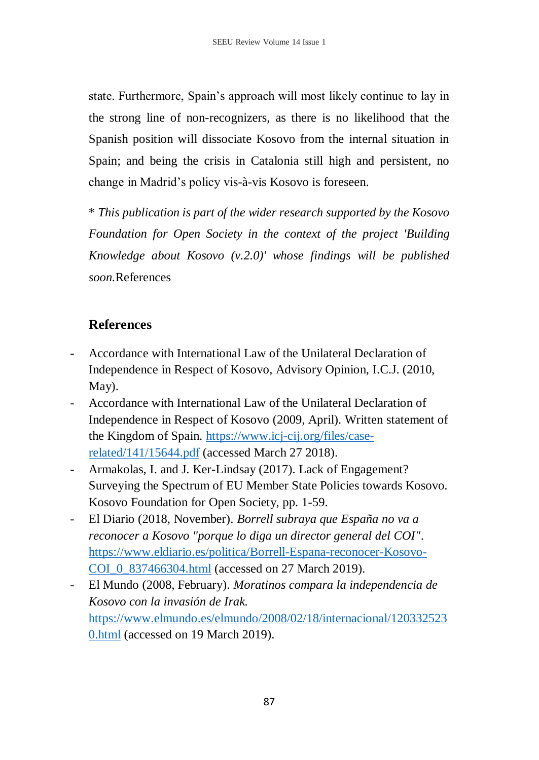state. Furthermore, Spain's approach will most likely continue to lay in the strong line of non-recognizers, as there is no likelihood that the Spanish position will dissociate Kosovo from the internal situation in Spain; and being the crisis in Catalonia still high and persistent, no change in Madrid's policy vis-à-vis Kosovo is foreseen.

\* *This publication is part of the wider research supported by the Kosovo Foundation for Open Society in the context of the project 'Building Knowledge about Kosovo (v.2.0)' whose findings will be published soon.*References

## References

- Accordance with International Law of the Unilateral Declaration of Independence in Respect of Kosovo, Advisory Opinion, I.C.J. (2010, May).
- Accordance with International Law of the Unilateral Declaration of Independence in Respect of Kosovo (2009, April). Written statement of the Kingdom of Spain. https://www.icj-cij.org/files/case-related/141/15644.pdf (accessed March 27 2018).
- Armakolas, I. and J. Ker-Lindsay (2017). Lack of Engagement? Surveying the Spectrum of EU Member State Policies towards Kosovo. Kosovo Foundation for Open Society, pp. 1-59.
- El Diario (2018, November). *Borrell subraya que España no va a reconocer a Kosovo "porque lo diga un director general del COI"*. https://www.eldiario.es/politica/Borrell-Espana-reconocer-Kosovo-COI_0_837466304.html (accessed on 27 March 2019).
- El Mundo (2008, February). *Moratinos compara la independencia de Kosovo con la invasión de Irak.* https://www.elmundo.es/elmundo/2008/02/18/internacional/1203325230.html (accessed on 19 March 2019).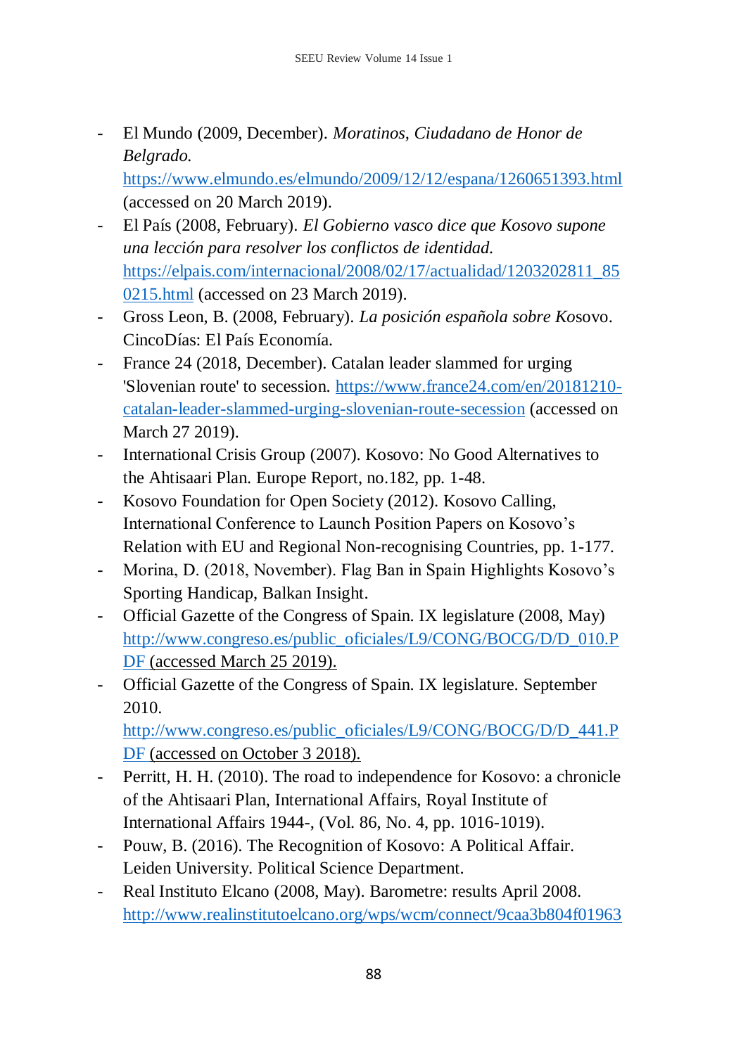- El Mundo (2009, December). *Moratinos, Ciudadano de Honor de Belgrado.* https://www.elmundo.es/elmundo/2009/12/12/espana/1260651393.html (accessed on 20 March 2019).
- El País (2008, February). *El Gobierno vasco dice que Kosovo supone una lección para resolver los conflictos de identidad.* https://elpais.com/internacional/2008/02/17/actualidad/1203202811_850215.html (accessed on 23 March 2019).
- Gross Leon, B. (2008, February). *La posición española sobre Ko*sovo. CincoDías: El País Economía.
- France 24 (2018, December). Catalan leader slammed for urging 'Slovenian route' to secession. https://www.france24.com/en/20181210-catalan-leader-slammed-urging-slovenian-route-secession (accessed on March 27 2019).
- International Crisis Group (2007). Kosovo: No Good Alternatives to the Ahtisaari Plan. Europe Report, no.182, pp. 1-48.
- Kosovo Foundation for Open Society (2012). Kosovo Calling, International Conference to Launch Position Papers on Kosovo's Relation with EU and Regional Non-recognising Countries, pp. 1-177.
- Morina, D. (2018, November). Flag Ban in Spain Highlights Kosovo's Sporting Handicap, Balkan Insight.
- Official Gazette of the Congress of Spain. IX legislature (2008, May) http://www.congreso.es/public_oficiales/L9/CONG/BOCG/D/D_010.PDF (accessed March 25 2019).
- Official Gazette of the Congress of Spain. IX legislature. September 2010. http://www.congreso.es/public_oficiales/L9/CONG/BOCG/D/D_441.PDF (accessed on October 3 2018).
- Perritt, H. H. (2010). The road to independence for Kosovo: a chronicle of the Ahtisaari Plan, International Affairs, Royal Institute of International Affairs 1944-, (Vol. 86, No. 4, pp. 1016-1019).
- Pouw, B. (2016). The Recognition of Kosovo: A Political Affair. Leiden University. Political Science Department.
- Real Instituto Elcano (2008, May). Barometre: results April 2008. http://www.realinstitutoelcano.org/wps/wcm/connect/9caa3b804f01963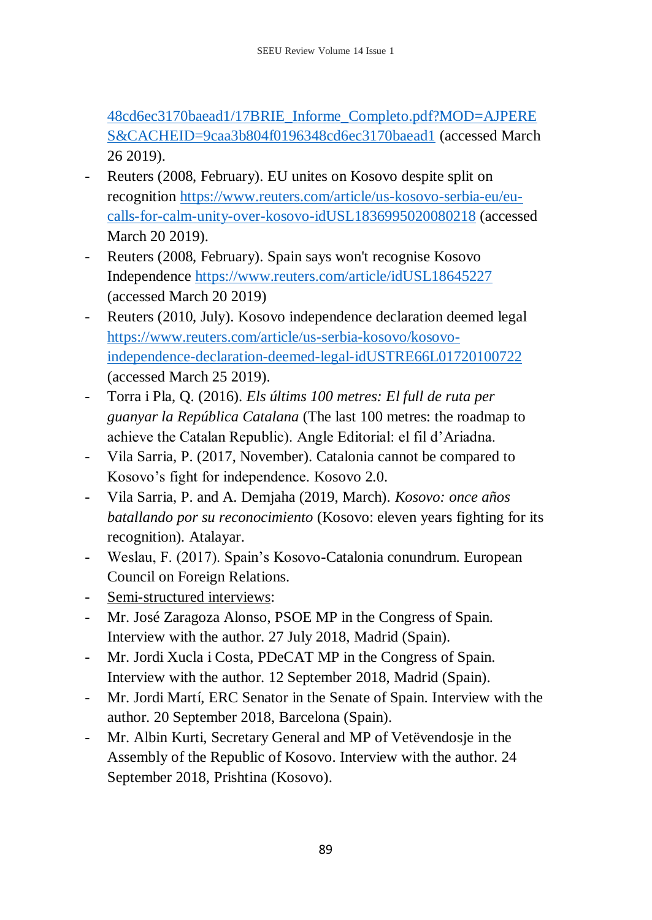48cd6ec3170baead1/17BRIE_Informe_Completo.pdf?MOD=AJPERES&CACHEID=9caa3b804f0196348cd6ec3170baead1 (accessed March 26 2019).

- Reuters (2008, February). EU unites on Kosovo despite split on recognition https://www.reuters.com/article/us-kosovo-serbia-eu/eu-calls-for-calm-unity-over-kosovo-idUSL1836995020080218 (accessed March 20 2019).
- Reuters (2008, February). Spain says won't recognise Kosovo Independence https://www.reuters.com/article/idUSL18645227 (accessed March 20 2019)
- Reuters (2010, July). Kosovo independence declaration deemed legal https://www.reuters.com/article/us-serbia-kosovo/kosovo-independence-declaration-deemed-legal-idUSTRE66L01720100722 (accessed March 25 2019).
- Torra i Pla, Q. (2016). *Els últims 100 metres: El full de ruta per guanyar la República Catalana* (The last 100 metres: the roadmap to achieve the Catalan Republic). Angle Editorial: el fil d'Ariadna.
- Vila Sarria, P. (2017, November). Catalonia cannot be compared to Kosovo's fight for independence. Kosovo 2.0.
- Vila Sarria, P. and A. Demjaha (2019, March). *Kosovo: once años batallando por su reconocimiento* (Kosovo: eleven years fighting for its recognition). Atalayar.
- Weslau, F. (2017). Spain's Kosovo-Catalonia conundrum. European Council on Foreign Relations.
- Semi-structured interviews:
- Mr. José Zaragoza Alonso, PSOE MP in the Congress of Spain. Interview with the author. 27 July 2018, Madrid (Spain).
- Mr. Jordi Xucla i Costa, PDeCAT MP in the Congress of Spain. Interview with the author. 12 September 2018, Madrid (Spain).
- Mr. Jordi Martí, ERC Senator in the Senate of Spain. Interview with the author. 20 September 2018, Barcelona (Spain).
- Mr. Albin Kurti, Secretary General and MP of Vetëvendosje in the Assembly of the Republic of Kosovo. Interview with the author. 24 September 2018, Prishtina (Kosovo).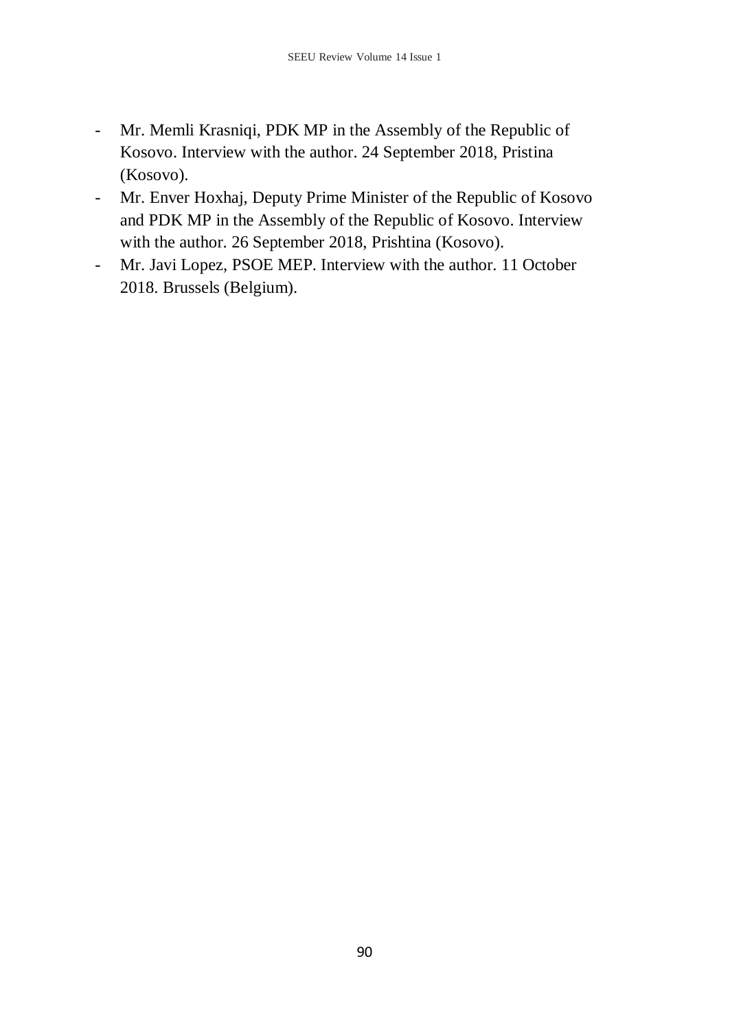- Mr. Memli Krasniqi, PDK MP in the Assembly of the Republic of Kosovo. Interview with the author. 24 September 2018, Pristina (Kosovo).
- Mr. Enver Hoxhaj, Deputy Prime Minister of the Republic of Kosovo and PDK MP in the Assembly of the Republic of Kosovo. Interview with the author. 26 September 2018, Prishtina (Kosovo).
- Mr. Javi Lopez, PSOE MEP. Interview with the author. 11 October 2018. Brussels (Belgium).